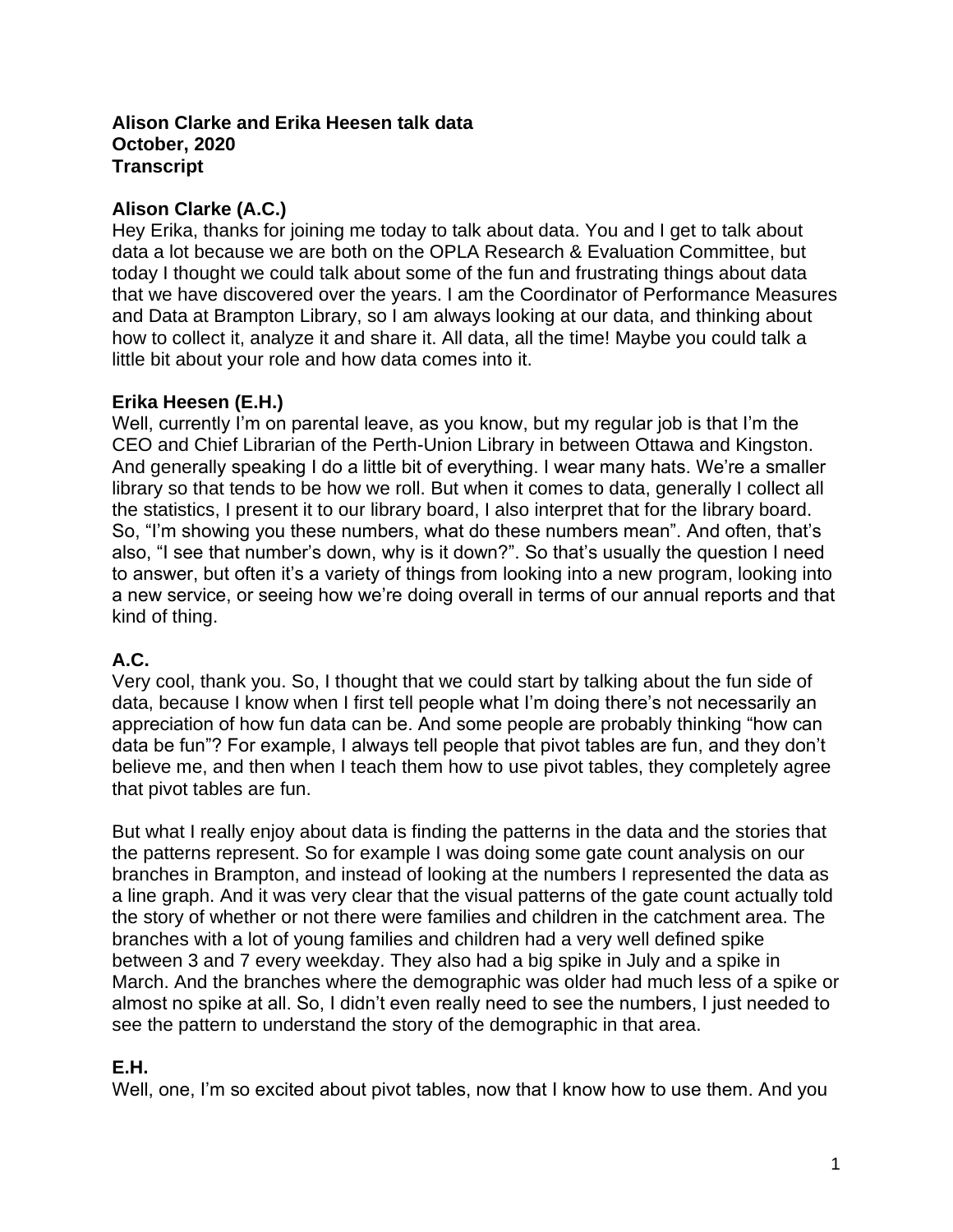**Alison Clarke and Erika Heesen talk data**
**October, 2020**
**Transcript**

**Alison Clarke (A.C.)**

Hey Erika, thanks for joining me today to talk about data. You and I get to talk about data a lot because we are both on the OPLA Research & Evaluation Committee, but today I thought we could talk about some of the fun and frustrating things about data that we have discovered over the years. I am the Coordinator of Performance Measures and Data at Brampton Library, so I am always looking at our data, and thinking about how to collect it, analyze it and share it. All data, all the time! Maybe you could talk a little bit about your role and how data comes into it.

**Erika Heesen (E.H.)**

Well, currently I'm on parental leave, as you know, but my regular job is that I'm the CEO and Chief Librarian of the Perth-Union Library in between Ottawa and Kingston. And generally speaking I do a little bit of everything. I wear many hats. We're a smaller library so that tends to be how we roll. But when it comes to data, generally I collect all the statistics, I present it to our library board, I also interpret that for the library board. So, "I'm showing you these numbers, what do these numbers mean". And often, that's also, "I see that number's down, why is it down?". So that's usually the question I need to answer, but often it's a variety of things from looking into a new program, looking into a new service, or seeing how we're doing overall in terms of our annual reports and that kind of thing.

**A.C.**

Very cool, thank you. So, I thought that we could start by talking about the fun side of data, because I know when I first tell people what I'm doing there's not necessarily an appreciation of how fun data can be. And some people are probably thinking "how can data be fun"? For example, I always tell people that pivot tables are fun, and they don't believe me, and then when I teach them how to use pivot tables, they completely agree that pivot tables are fun.

But what I really enjoy about data is finding the patterns in the data and the stories that the patterns represent. So for example I was doing some gate count analysis on our branches in Brampton, and instead of looking at the numbers I represented the data as a line graph. And it was very clear that the visual patterns of the gate count actually told the story of whether or not there were families and children in the catchment area. The branches with a lot of young families and children had a very well defined spike between 3 and 7 every weekday. They also had a big spike in July and a spike in March. And the branches where the demographic was older had much less of a spike or almost no spike at all. So, I didn't even really need to see the numbers, I just needed to see the pattern to understand the story of the demographic in that area.

**E.H.**

Well, one, I'm so excited about pivot tables, now that I know how to use them. And you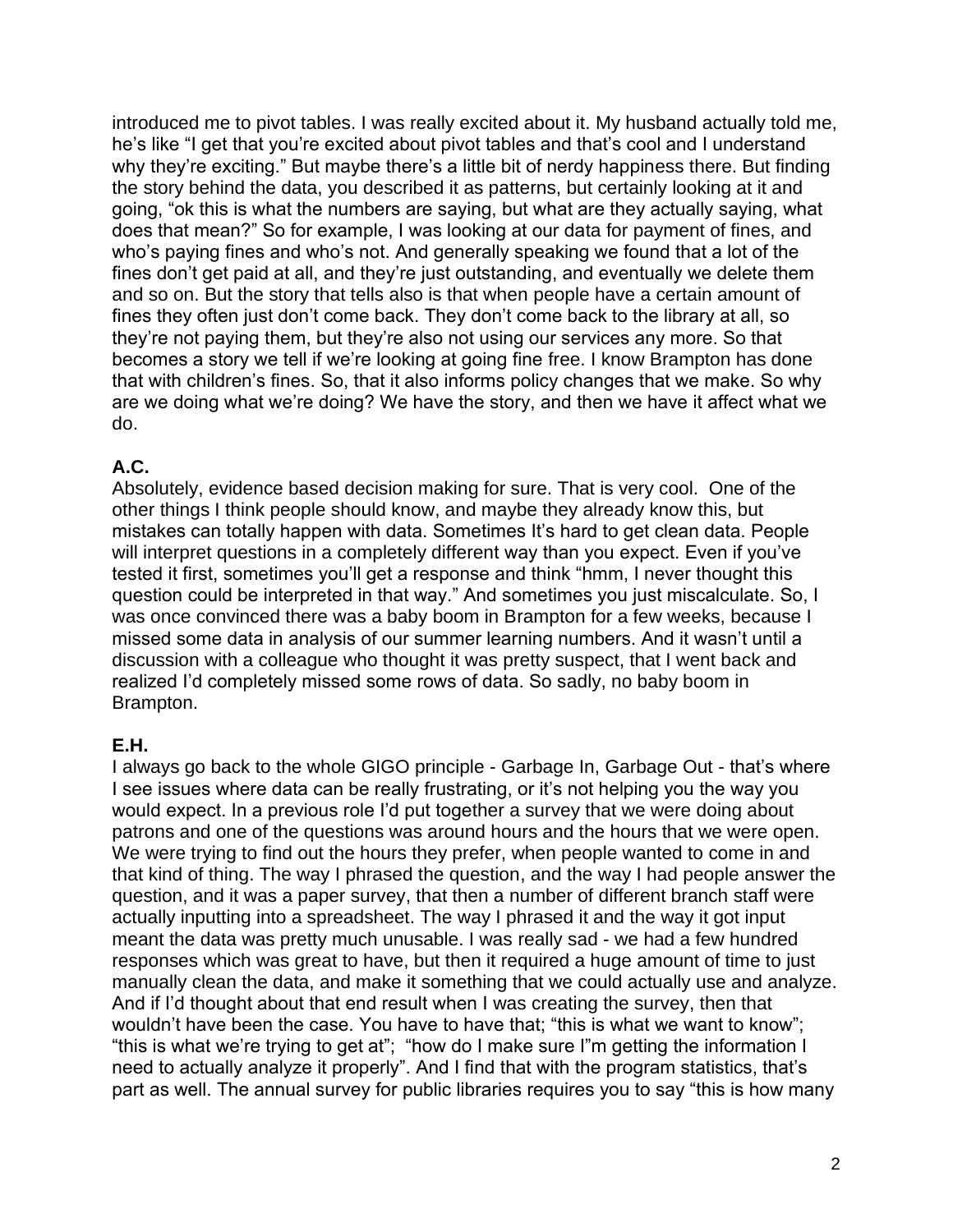introduced me to pivot tables. I was really excited about it. My husband actually told me, he's like "I get that you're excited about pivot tables and that's cool and I understand why they're exciting." But maybe there's a little bit of nerdy happiness there. But finding the story behind the data, you described it as patterns, but certainly looking at it and going, "ok this is what the numbers are saying, but what are they actually saying, what does that mean?" So for example, I was looking at our data for payment of fines, and who's paying fines and who's not. And generally speaking we found that a lot of the fines don't get paid at all, and they're just outstanding, and eventually we delete them and so on. But the story that tells also is that when people have a certain amount of fines they often just don't come back. They don't come back to the library at all, so they're not paying them, but they're also not using our services any more. So that becomes a story we tell if we're looking at going fine free. I know Brampton has done that with children's fines. So, that it also informs policy changes that we make. So why are we doing what we're doing? We have the story, and then we have it affect what we do.

**A.C.**

Absolutely, evidence based decision making for sure. That is very cool. One of the other things I think people should know, and maybe they already know this, but mistakes can totally happen with data. Sometimes It's hard to get clean data. People will interpret questions in a completely different way than you expect. Even if you've tested it first, sometimes you'll get a response and think "hmm, I never thought this question could be interpreted in that way." And sometimes you just miscalculate. So, I was once convinced there was a baby boom in Brampton for a few weeks, because I missed some data in analysis of our summer learning numbers. And it wasn't until a discussion with a colleague who thought it was pretty suspect, that I went back and realized I'd completely missed some rows of data. So sadly, no baby boom in Brampton.

**E.H.**

I always go back to the whole GIGO principle - Garbage In, Garbage Out - that's where I see issues where data can be really frustrating, or it's not helping you the way you would expect. In a previous role I'd put together a survey that we were doing about patrons and one of the questions was around hours and the hours that we were open. We were trying to find out the hours they prefer, when people wanted to come in and that kind of thing. The way I phrased the question, and the way I had people answer the question, and it was a paper survey, that then a number of different branch staff were actually inputting into a spreadsheet. The way I phrased it and the way it got input meant the data was pretty much unusable. I was really sad - we had a few hundred responses which was great to have, but then it required a huge amount of time to just manually clean the data, and make it something that we could actually use and analyze. And if I'd thought about that end result when I was creating the survey, then that wouldn't have been the case. You have to have that; "this is what we want to know"; "this is what we're trying to get at"; "how do I make sure I"m getting the information I need to actually analyze it properly". And I find that with the program statistics, that's part as well. The annual survey for public libraries requires you to say "this is how many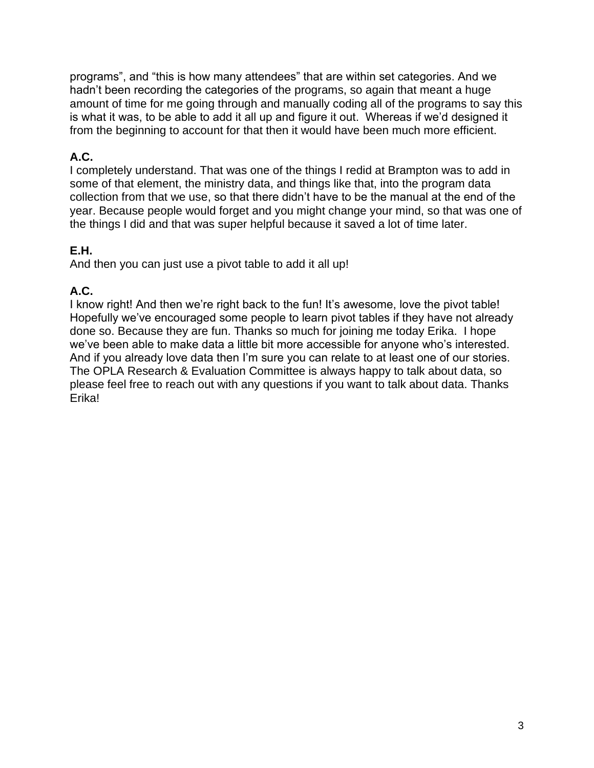programs", and "this is how many attendees" that are within set categories. And we hadn't been recording the categories of the programs, so again that meant a huge amount of time for me going through and manually coding all of the programs to say this is what it was, to be able to add it all up and figure it out. Whereas if we'd designed it from the beginning to account for that then it would have been much more efficient.

**A.C.**
I completely understand. That was one of the things I redid at Brampton was to add in some of that element, the ministry data, and things like that, into the program data collection from that we use, so that there didn't have to be the manual at the end of the year. Because people would forget and you might change your mind, so that was one of the things I did and that was super helpful because it saved a lot of time later.

**E.H.**
And then you can just use a pivot table to add it all up!

**A.C.**
I know right! And then we're right back to the fun! It's awesome, love the pivot table! Hopefully we've encouraged some people to learn pivot tables if they have not already done so. Because they are fun. Thanks so much for joining me today Erika. I hope we've been able to make data a little bit more accessible for anyone who's interested. And if you already love data then I'm sure you can relate to at least one of our stories. The OPLA Research & Evaluation Committee is always happy to talk about data, so please feel free to reach out with any questions if you want to talk about data. Thanks Erika!